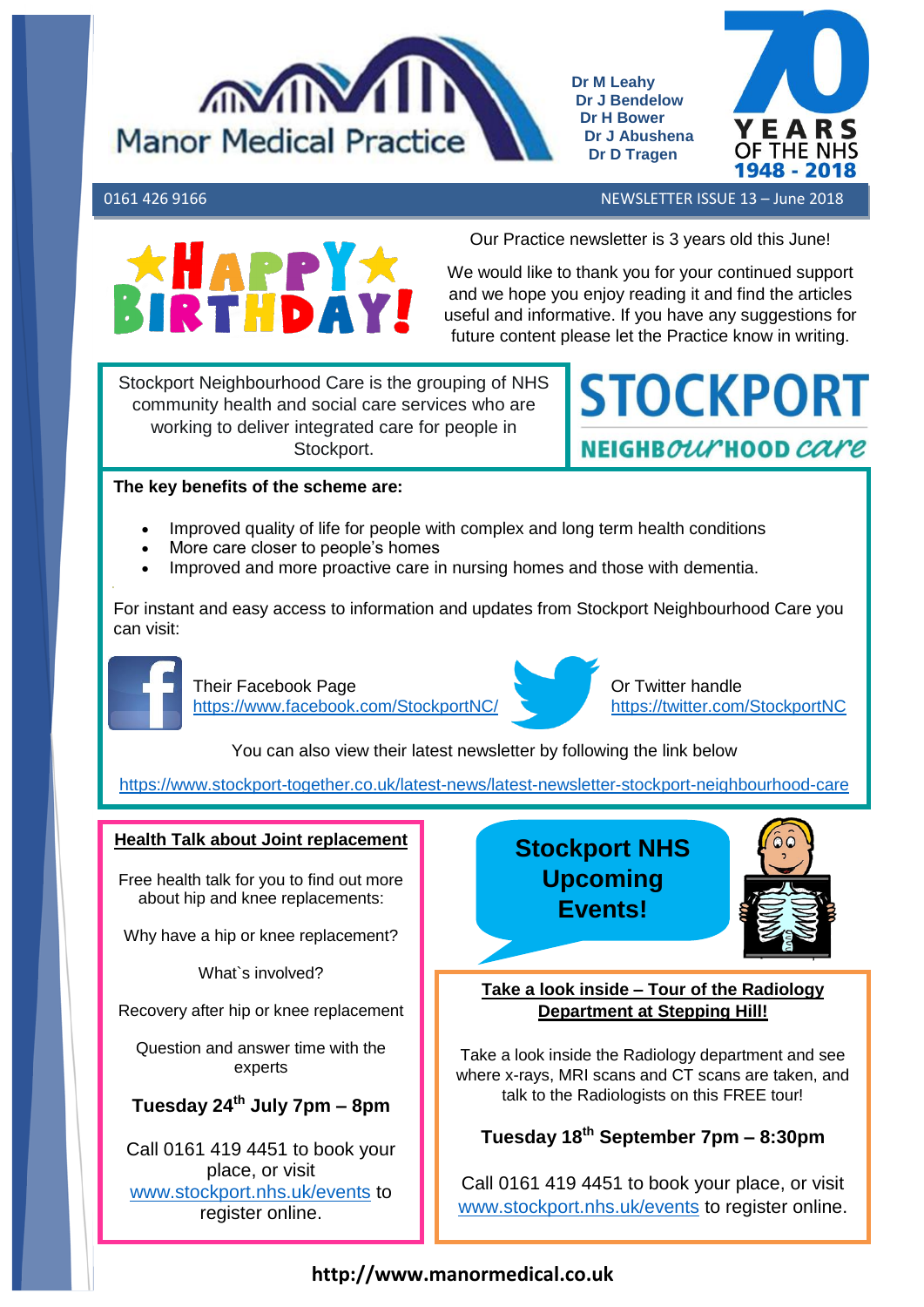# Manor Medical Practice

Dr M Leahy
Dr J Bendelow
Dr H Bower
Dr J Abushena
Dr D Tragen

70 YEARS OF THE NHS 1948 - 2018

0161 426 9166

NEWSLETTER ISSUE 13 – June 2018

## HAPPY BIRTHDAY!

Our Practice newsletter is 3 years old this June!

We would like to thank you for your continued support and we hope you enjoy reading it and find the articles useful and informative. If you have any suggestions for future content please let the Practice know in writing.

## STOCKPORT NEIGHBOURHOOD CARE

Stockport Neighbourhood Care is the grouping of NHS community health and social care services who are working to deliver integrated care for people in Stockport.

**The key benefits of the scheme are:**

- Improved quality of life for people with complex and long term health conditions
- More care closer to people's homes
- Improved and more proactive care in nursing homes and those with dementia.

For instant and easy access to information and updates from Stockport Neighbourhood Care you can visit:

Their Facebook Page
https://www.facebook.com/StockportNC/

Or Twitter handle
https://twitter.com/StockportNC

You can also view their latest newsletter by following the link below

https://www.stockport-together.co.uk/latest-news/latest-newsletter-stockport-neighbourhood-care

## Stockport NHS Upcoming Events!

### Health Talk about Joint replacement

Free health talk for you to find out more about hip and knee replacements:

Why have a hip or knee replacement?

What`s involved?

Recovery after hip or knee replacement

Question and answer time with the experts

**Tuesday 24th July 7pm – 8pm**

Call 0161 419 4451 to book your place, or visit www.stockport.nhs.uk/events to register online.

### Take a look inside – Tour of the Radiology Department at Stepping Hill!

Take a look inside the Radiology department and see where x-rays, MRI scans and CT scans are taken, and talk to the Radiologists on this FREE tour!

**Tuesday 18th September 7pm – 8:30pm**

Call 0161 419 4451 to book your place, or visit www.stockport.nhs.uk/events to register online.

**http://www.manormedical.co.uk**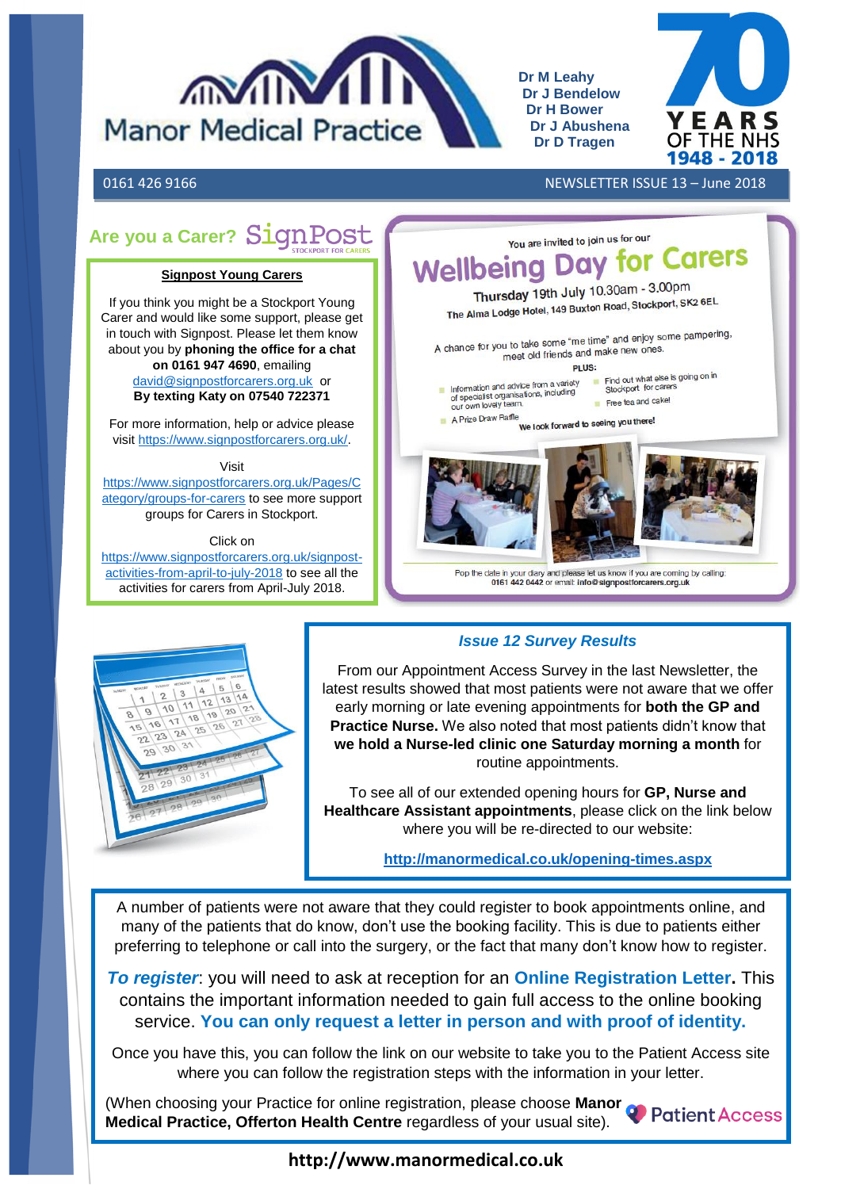# Manor Medical Practice

Dr M Leahy
Dr J Bendelow
Dr H Bower
Dr J Abushena
Dr D Tragen

70 YEARS OF THE NHS 1948 - 2018

0161 426 9166 NEWSLETTER ISSUE 13 – June 2018

## Are you a Carer? SignPost STOCKPORT FOR CARERS

**Signpost Young Carers**

If you think you might be a Stockport Young Carer and would like some support, please get in touch with Signpost. Please let them know about you by **phoning the office for a chat on 0161 947 4690**, emailing david@signpostforcarers.org.uk or **By texting Katy on 07540 722371**

For more information, help or advice please visit https://www.signpostforcarers.org.uk/.

Visit https://www.signpostforcarers.org.uk/Pages/Category/groups-for-carers to see more support groups for Carers in Stockport.

Click on https://www.signpostforcarers.org.uk/signpost-activities-from-april-to-july-2018 to see all the activities for carers from April-July 2018.

You are invited to join us for our

## Wellbeing Day for Carers

**Thursday 19th July 10.30am - 3.00pm**

**The Alma Lodge Hotel, 149 Buxton Road, Stockport, SK2 6EL**

A chance for you to take some "me time" and enjoy some pampering, meet old friends and make new ones.

**PLUS:**

- Information and advice from a variety of specialist organisations, including our own lovely team.
- Find out what else is going on in Stockport for carers
- Free tea and cake!
- A Prize Draw Raffle

**We look forward to seeing you there!**

Pop the date in your diary and please let us know if you are coming by calling: **0161 442 0442** or email: **info@signpostforcarers.org.uk**

## *Issue 12 Survey Results*

From our Appointment Access Survey in the last Newsletter, the latest results showed that most patients were not aware that we offer early morning or late evening appointments for **both the GP and Practice Nurse.** We also noted that most patients didn't know that **we hold a Nurse-led clinic one Saturday morning a month** for routine appointments.

To see all of our extended opening hours for **GP, Nurse and Healthcare Assistant appointments**, please click on the link below where you will be re-directed to our website:

**http://manormedical.co.uk/opening-times.aspx**

A number of patients were not aware that they could register to book appointments online, and many of the patients that do know, don't use the booking facility. This is due to patients either preferring to telephone or call into the surgery, or the fact that many don't know how to register.

***To register***: you will need to ask at reception for an **Online Registration Letter.** This contains the important information needed to gain full access to the online booking service. **You can only request a letter in person and with proof of identity.**

Once you have this, you can follow the link on our website to take you to the Patient Access site where you can follow the registration steps with the information in your letter.

(When choosing your Practice for online registration, please choose **Manor Medical Practice, Offerton Health Centre** regardless of your usual site).

Patient Access

**http://www.manormedical.co.uk**